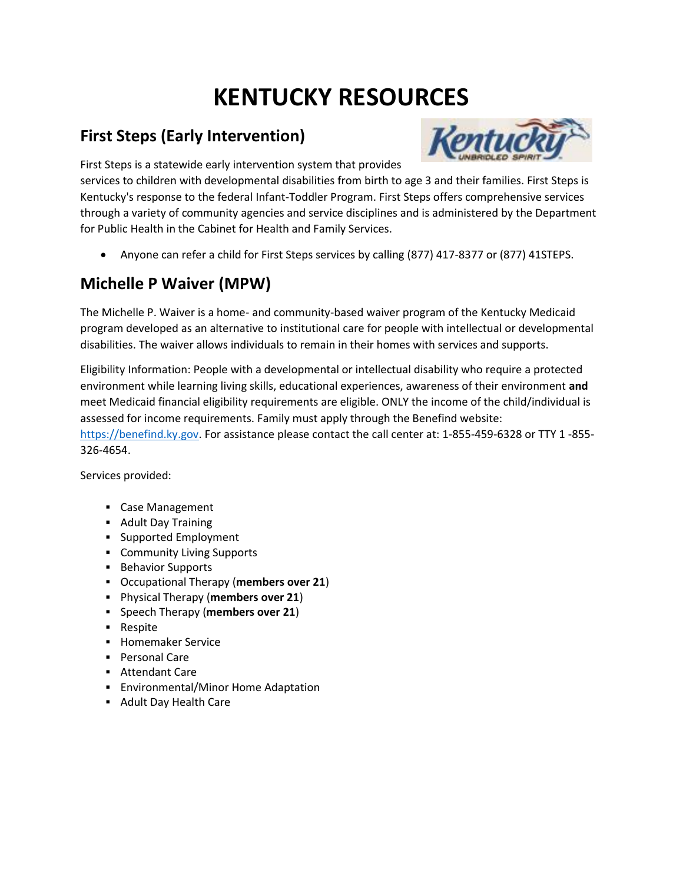# KENTUCKY RESOURCES

## First Steps (Early Intervention)

First Steps is a statewide early intervention system that provides services to children with developmental disabilities from birth to age 3 and their families. First Steps is Kentucky's response to the federal Infant-Toddler Program. First Steps offers comprehensive services through a variety of community agencies and service disciplines and is administered by the Department for Public Health in the Cabinet for Health and Family Services.

- Anyone can refer a child for First Steps services by calling (877) 417-8377 or (877) 41STEPS.

## Michelle P Waiver (MPW)

The Michelle P. Waiver is a home- and community-based waiver program of the Kentucky Medicaid program developed as an alternative to institutional care for people with intellectual or developmental disabilities. The waiver allows individuals to remain in their homes with services and supports.

Eligibility Information: People with a developmental or intellectual disability who require a protected environment while learning living skills, educational experiences, awareness of their environment **and** meet Medicaid financial eligibility requirements are eligible. ONLY the income of the child/individual is assessed for income requirements. Family must apply through the Benefind website: https://benefind.ky.gov. For assistance please contact the call center at: 1-855-459-6328 or TTY 1 -855-326-4654.

Services provided:

- Case Management
- Adult Day Training
- Supported Employment
- Community Living Supports
- Behavior Supports
- Occupational Therapy (**members over 21**)
- Physical Therapy (**members over 21**)
- Speech Therapy (**members over 21**)
- Respite
- Homemaker Service
- Personal Care
- Attendant Care
- Environmental/Minor Home Adaptation
- Adult Day Health Care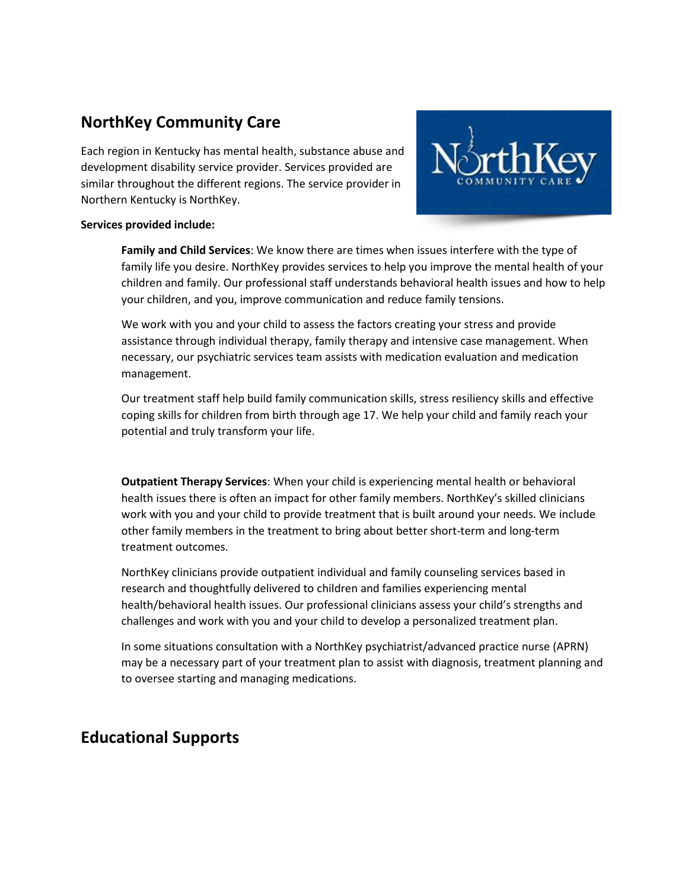## NorthKey Community Care

Each region in Kentucky has mental health, substance abuse and development disability service provider. Services provided are similar throughout the different regions. The service provider in Northern Kentucky is NorthKey.

**Services provided include:**

**Family and Child Services**: We know there are times when issues interfere with the type of family life you desire. NorthKey provides services to help you improve the mental health of your children and family. Our professional staff understands behavioral health issues and how to help your children, and you, improve communication and reduce family tensions.

We work with you and your child to assess the factors creating your stress and provide assistance through individual therapy, family therapy and intensive case management. When necessary, our psychiatric services team assists with medication evaluation and medication management.

Our treatment staff help build family communication skills, stress resiliency skills and effective coping skills for children from birth through age 17. We help your child and family reach your potential and truly transform your life.

**Outpatient Therapy Services**: When your child is experiencing mental health or behavioral health issues there is often an impact for other family members. NorthKey's skilled clinicians work with you and your child to provide treatment that is built around your needs. We include other family members in the treatment to bring about better short-term and long-term treatment outcomes.

NorthKey clinicians provide outpatient individual and family counseling services based in research and thoughtfully delivered to children and families experiencing mental health/behavioral health issues. Our professional clinicians assess your child's strengths and challenges and work with you and your child to develop a personalized treatment plan.

In some situations consultation with a NorthKey psychiatrist/advanced practice nurse (APRN) may be a necessary part of your treatment plan to assist with diagnosis, treatment planning and to oversee starting and managing medications.

## Educational Supports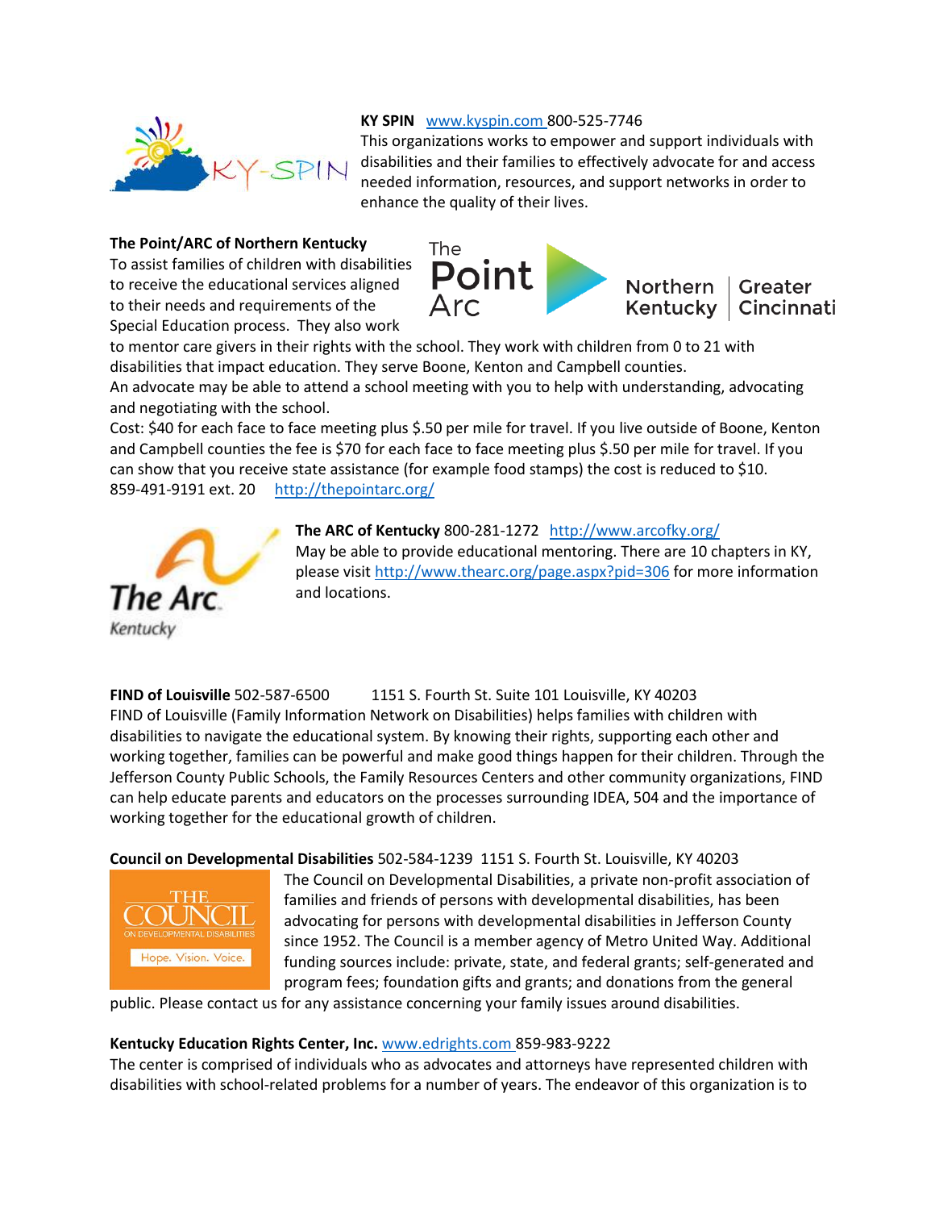**KY SPIN** [www.kyspin.com](http://www.kyspin.com) 800-525-7746
This organizations works to empower and support individuals with disabilities and their families to effectively advocate for and access needed information, resources, and support networks in order to enhance the quality of their lives.

**The Point/ARC of Northern Kentucky**
To assist families of children with disabilities to receive the educational services aligned to their needs and requirements of the Special Education process. They also work to mentor care givers in their rights with the school. They work with children from 0 to 21 with disabilities that impact education. They serve Boone, Kenton and Campbell counties.
An advocate may be able to attend a school meeting with you to help with understanding, advocating and negotiating with the school.
Cost: $40 for each face to face meeting plus $.50 per mile for travel. If you live outside of Boone, Kenton and Campbell counties the fee is $70 for each face to face meeting plus $.50 per mile for travel. If you can show that you receive state assistance (for example food stamps) the cost is reduced to $10.
859-491-9191 ext. 20 [http://thepointarc.org/](http://thepointarc.org/)

**The ARC of Kentucky** 800-281-1272 [http://www.arcofky.org/](http://www.arcofky.org/)
May be able to provide educational mentoring. There are 10 chapters in KY, please visit [http://www.thearc.org/page.aspx?pid=306](http://www.thearc.org/page.aspx?pid=306) for more information and locations.

**FIND of Louisville** 502-587-6500 1151 S. Fourth St. Suite 101 Louisville, KY 40203
FIND of Louisville (Family Information Network on Disabilities) helps families with children with disabilities to navigate the educational system. By knowing their rights, supporting each other and working together, families can be powerful and make good things happen for their children. Through the Jefferson County Public Schools, the Family Resources Centers and other community organizations, FIND can help educate parents and educators on the processes surrounding IDEA, 504 and the importance of working together for the educational growth of children.

**Council on Developmental Disabilities** 502-584-1239 1151 S. Fourth St. Louisville, KY 40203
The Council on Developmental Disabilities, a private non-profit association of families and friends of persons with developmental disabilities, has been advocating for persons with developmental disabilities in Jefferson County since 1952. The Council is a member agency of Metro United Way. Additional funding sources include: private, state, and federal grants; self-generated and program fees; foundation gifts and grants; and donations from the general public. Please contact us for any assistance concerning your family issues around disabilities.

**Kentucky Education Rights Center, Inc.** [www.edrights.com](http://www.edrights.com) 859-983-9222
The center is comprised of individuals who as advocates and attorneys have represented children with disabilities with school-related problems for a number of years. The endeavor of this organization is to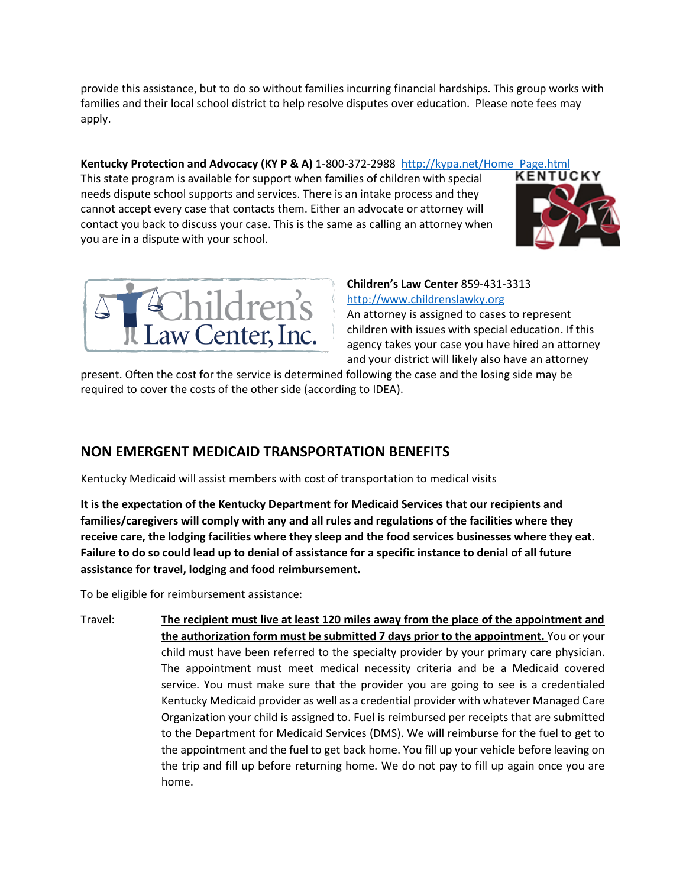provide this assistance, but to do so without families incurring financial hardships. This group works with families and their local school district to help resolve disputes over education. Please note fees may apply.

**Kentucky Protection and Advocacy (KY P & A)** 1-800-372-2988 [http://kypa.net/Home_Page.html](http://kypa.net/Home_Page.html)
This state program is available for support when families of children with special needs dispute school supports and services. There is an intake process and they cannot accept every case that contacts them. Either an advocate or attorney will contact you back to discuss your case. This is the same as calling an attorney when you are in a dispute with your school.

**Children's Law Center** 859-431-3313 [http://www.childrenslawky.org](http://www.childrenslawky.org)
An attorney is assigned to cases to represent children with issues with special education. If this agency takes your case you have hired an attorney and your district will likely also have an attorney present. Often the cost for the service is determined following the case and the losing side may be required to cover the costs of the other side (according to IDEA).

## NON EMERGENT MEDICAID TRANSPORTATION BENEFITS

Kentucky Medicaid will assist members with cost of transportation to medical visits

**It is the expectation of the Kentucky Department for Medicaid Services that our recipients and families/caregivers will comply with any and all rules and regulations of the facilities where they receive care, the lodging facilities where they sleep and the food services businesses where they eat. Failure to do so could lead up to denial of assistance for a specific instance to denial of all future assistance for travel, lodging and food reimbursement.**

To be eligible for reimbursement assistance:

Travel: **The recipient must live at least 120 miles away from the place of the appointment and the authorization form must be submitted 7 days prior to the appointment.** You or your child must have been referred to the specialty provider by your primary care physician. The appointment must meet medical necessity criteria and be a Medicaid covered service. You must make sure that the provider you are going to see is a credentialed Kentucky Medicaid provider as well as a credential provider with whatever Managed Care Organization your child is assigned to. Fuel is reimbursed per receipts that are submitted to the Department for Medicaid Services (DMS). We will reimburse for the fuel to get to the appointment and the fuel to get back home. You fill up your vehicle before leaving on the trip and fill up before returning home. We do not pay to fill up again once you are home.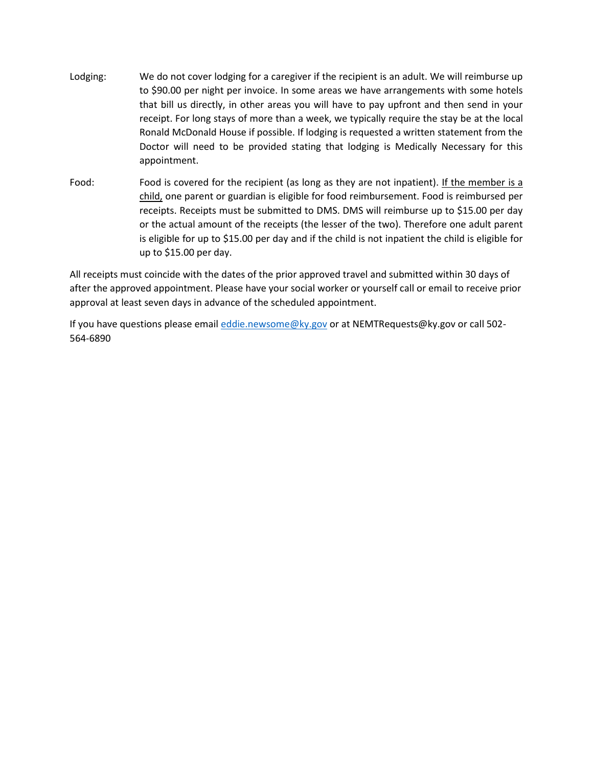**Lodging:** We do not cover lodging for a caregiver if the recipient is an adult. We will reimburse up to $90.00 per night per invoice. In some areas we have arrangements with some hotels that bill us directly, in other areas you will have to pay upfront and then send in your receipt. For long stays of more than a week, we typically require the stay be at the local Ronald McDonald House if possible. If lodging is requested a written statement from the Doctor will need to be provided stating that lodging is Medically Necessary for this appointment.

**Food:** Food is covered for the recipient (as long as they are not inpatient). <u>If the member is a child,</u> one parent or guardian is eligible for food reimbursement. Food is reimbursed per receipts. Receipts must be submitted to DMS. DMS will reimburse up to $15.00 per day or the actual amount of the receipts (the lesser of the two). Therefore one adult parent is eligible for up to $15.00 per day and if the child is not inpatient the child is eligible for up to $15.00 per day.

All receipts must coincide with the dates of the prior approved travel and submitted within 30 days of after the approved appointment. Please have your social worker or yourself call or email to receive prior approval at least seven days in advance of the scheduled appointment.

If you have questions please email eddie.newsome@ky.gov or at NEMTRequests@ky.gov or call 502-564-6890